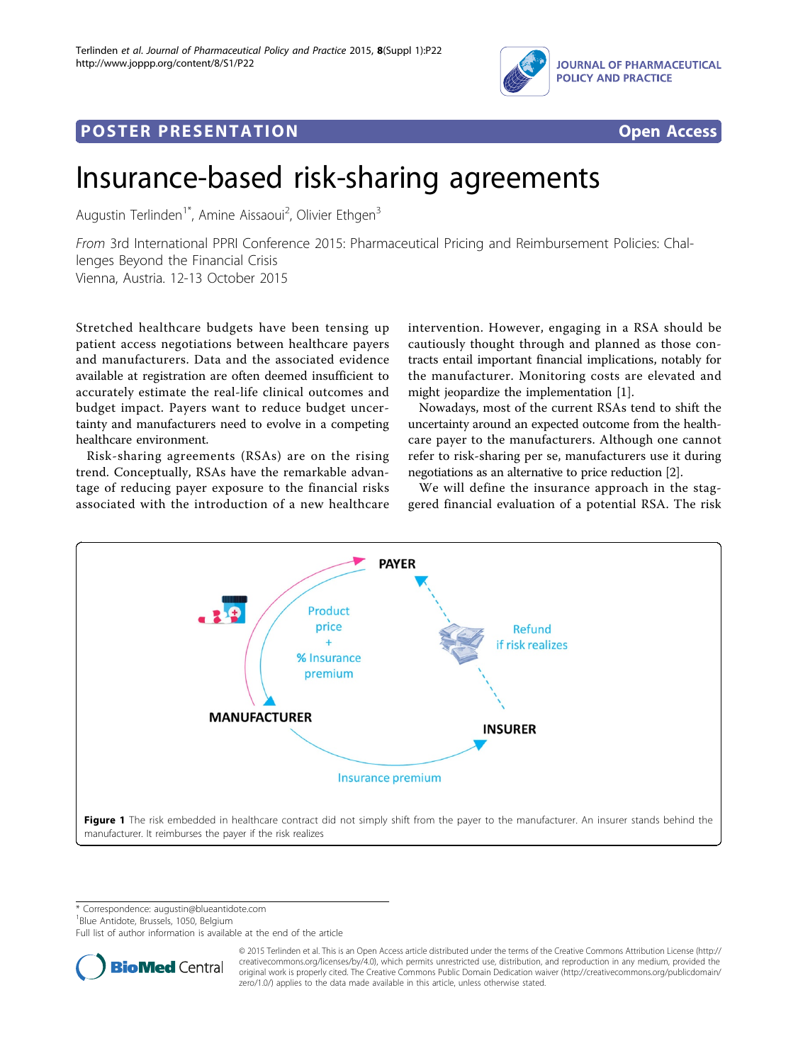POSTER PRESENTATION Open Access

# Insurance-based risk-sharing agreements

Augustin Terlinden[1*], Amine Aissaoui[2], Olivier Ethgen[3]

*From* 3rd International PPRI Conference 2015: Pharmaceutical Pricing and Reimbursement Policies: Challenges Beyond the Financial Crisis
Vienna, Austria. 12-13 October 2015

Stretched healthcare budgets have been tensing up patient access negotiations between healthcare payers and manufacturers. Data and the associated evidence available at registration are often deemed insufficient to accurately estimate the real-life clinical outcomes and budget impact. Payers want to reduce budget uncertainty and manufacturers need to evolve in a competing healthcare environment.

Risk-sharing agreements (RSAs) are on the rising trend. Conceptually, RSAs have the remarkable advantage of reducing payer exposure to the financial risks associated with the introduction of a new healthcare intervention. However, engaging in a RSA should be cautiously thought through and planned as those contracts entail important financial implications, notably for the manufacturer. Monitoring costs are elevated and might jeopardize the implementation [1].

Nowadays, most of the current RSAs tend to shift the uncertainty around an expected outcome from the healthcare payer to the manufacturers. Although one cannot refer to risk-sharing per se, manufacturers use it during negotiations as an alternative to price reduction [2].

We will define the insurance approach in the staggered financial evaluation of a potential RSA. The risk

**Figure 1** The risk embedded in healthcare contract did not simply shift from the payer to the manufacturer. An insurer stands behind the manufacturer. It reimburses the payer if the risk realizes

\* Correspondence: augustin@blueantidote.com
[1]Blue Antidote, Brussels, 1050, Belgium
Full list of author information is available at the end of the article

© 2015 Terlinden et al. This is an Open Access article distributed under the terms of the Creative Commons Attribution License (http://creativecommons.org/licenses/by/4.0), which permits unrestricted use, distribution, and reproduction in any medium, provided the original work is properly cited. The Creative Commons Public Domain Dedication waiver (http://creativecommons.org/publicdomain/zero/1.0/) applies to the data made available in this article, unless otherwise stated.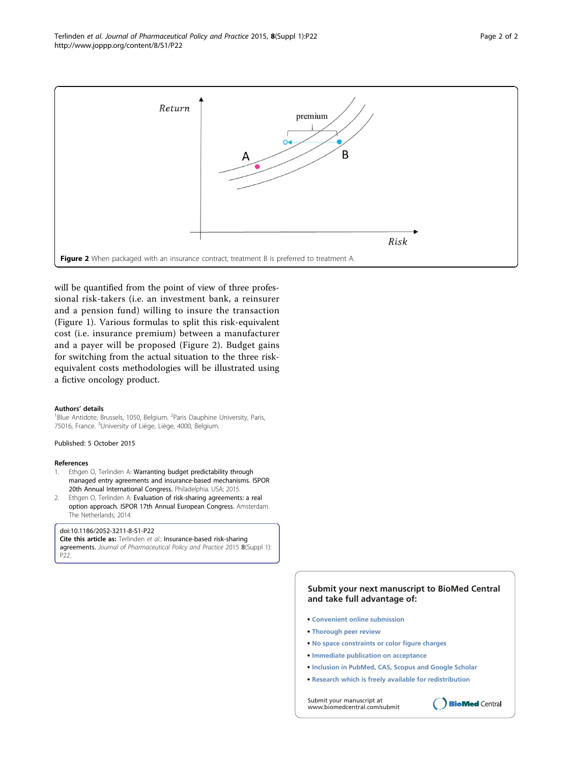Return

premium

A

B

Risk

**Figure 2** When packaged with an insurance contract, treatment B is preferred to treatment A.

will be quantified from the point of view of three professional risk-takers (i.e. an investment bank, a reinsurer and a pension fund) willing to insure the transaction (Figure 1). Various formulas to split this risk-equivalent cost (i.e. insurance premium) between a manufacturer and a payer will be proposed (Figure 2). Budget gains for switching from the actual situation to the three risk-equivalent costs methodologies will be illustrated using a fictive oncology product.

#### Authors' details

[1]Blue Antidote, Brussels, 1050, Belgium. [2]Paris Dauphine University, Paris, 75016, France. [3]University of Liège, Liège, 4000, Belgium.

Published: 5 October 2015

#### References

1. Ethgen O, Terlinden A: **Warranting budget predictability through managed entry agreements and insurance-based mechanisms.** ISPOR 20th Annual International Congress. Philadelphia. USA; 2015.
2. Ethgen O, Terlinden A: **Evaluation of risk-sharing agreements: a real option approach.** ISPOR 17th Annual European Congress. Amsterdam. The Netherlands; 2014.

doi:10.1186/2052-3211-8-S1-P22
**Cite this article as:** Terlinden *et al.*: Insurance-based risk-sharing agreements. *Journal of Pharmaceutical Policy and Practice* 2015 **8**(Suppl 1): P22.

**Submit your next manuscript to BioMed Central and take full advantage of:**

- Convenient online submission
- Thorough peer review
- No space constraints or color figure charges
- Immediate publication on acceptance
- Inclusion in PubMed, CAS, Scopus and Google Scholar
- Research which is freely available for redistribution

Submit your manuscript at
www.biomedcentral.com/submit

BioMed Central